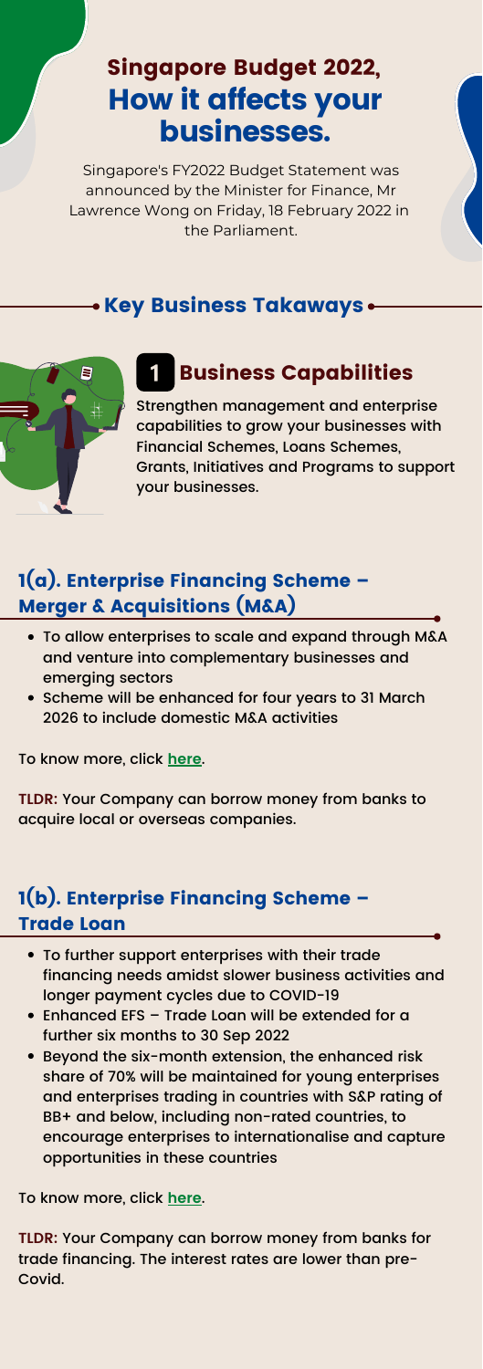# Singapore Budget 2022, How it affects your businesses.

Singapore's FY2022 Budget Statement was announced by the Minister for Finance, Mr Lawrence Wong on Friday, 18 February 2022 in the Parliament.

## Key Business Takaways

## 1 Business Capabilities

Strengthen management and enterprise capabilities to grow your businesses with Financial Schemes, Loans Schemes, Grants, Initiatives and Programs to support your businesses.

### 1(a). Enterprise Financing Scheme – Merger & Acquisitions (M&A)

- To allow enterprises to scale and expand through M&A and venture into complementary businesses and emerging sectors
- Scheme will be enhanced for four years to 31 March 2026 to include domestic M&A activities

To know more, click here.

**TLDR:** Your Company can borrow money from banks to acquire local or overseas companies.

### 1(b). Enterprise Financing Scheme – Trade Loan

- To further support enterprises with their trade financing needs amidst slower business activities and longer payment cycles due to COVID-19
- Enhanced EFS – Trade Loan will be extended for a further six months to 30 Sep 2022
- Beyond the six-month extension, the enhanced risk share of 70% will be maintained for young enterprises and enterprises trading in countries with S&P rating of BB+ and below, including non-rated countries, to encourage enterprises to internationalise and capture opportunities in these countries

To know more, click here.

**TLDR:** Your Company can borrow money from banks for trade financing. The interest rates are lower than pre-Covid.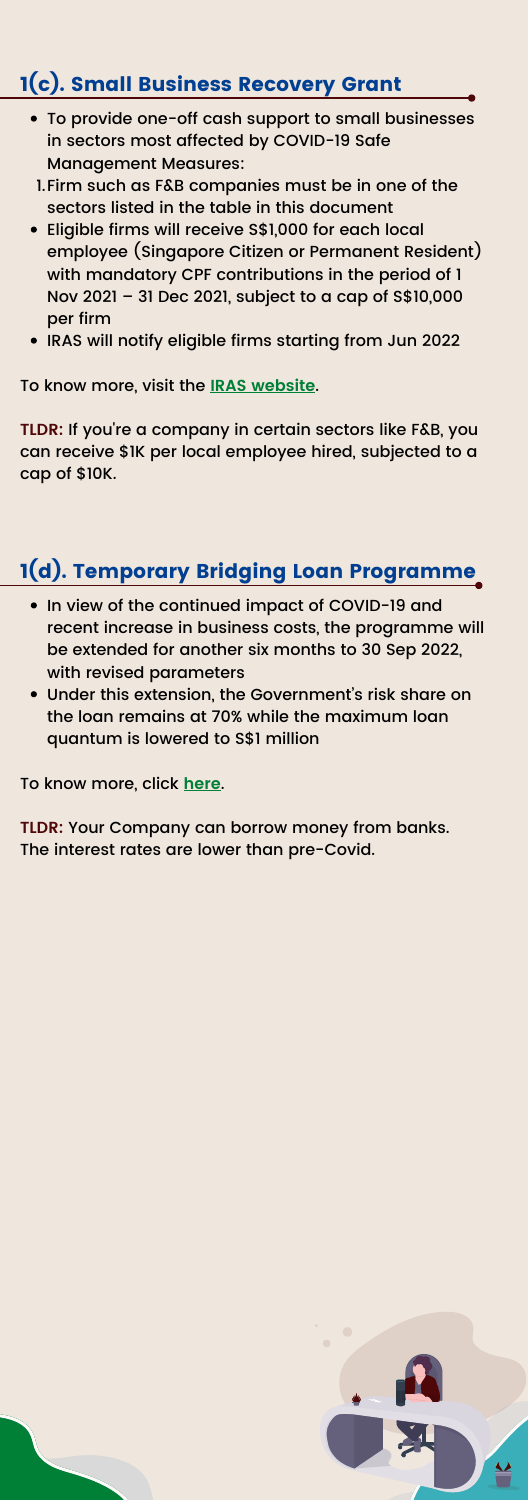## 1(c). Small Business Recovery Grant

- To provide one-off cash support to small businesses in sectors most affected by COVID-19 Safe Management Measures:
  1. Firm such as F&B companies must be in one of the sectors listed in the table in this document
- Eligible firms will receive S$1,000 for each local employee (Singapore Citizen or Permanent Resident) with mandatory CPF contributions in the period of 1 Nov 2021 – 31 Dec 2021, subject to a cap of S$10,000 per firm
- IRAS will notify eligible firms starting from Jun 2022

To know more, visit the **IRAS website**.

**TLDR:** If you're a company in certain sectors like F&B, you can receive $1K per local employee hired, subjected to a cap of $10K.

## 1(d). Temporary Bridging Loan Programme

- In view of the continued impact of COVID-19 and recent increase in business costs, the programme will be extended for another six months to 30 Sep 2022, with revised parameters
- Under this extension, the Government's risk share on the loan remains at 70% while the maximum loan quantum is lowered to S$1 million

To know more, click **here**.

**TLDR:** Your Company can borrow money from banks. The interest rates are lower than pre-Covid.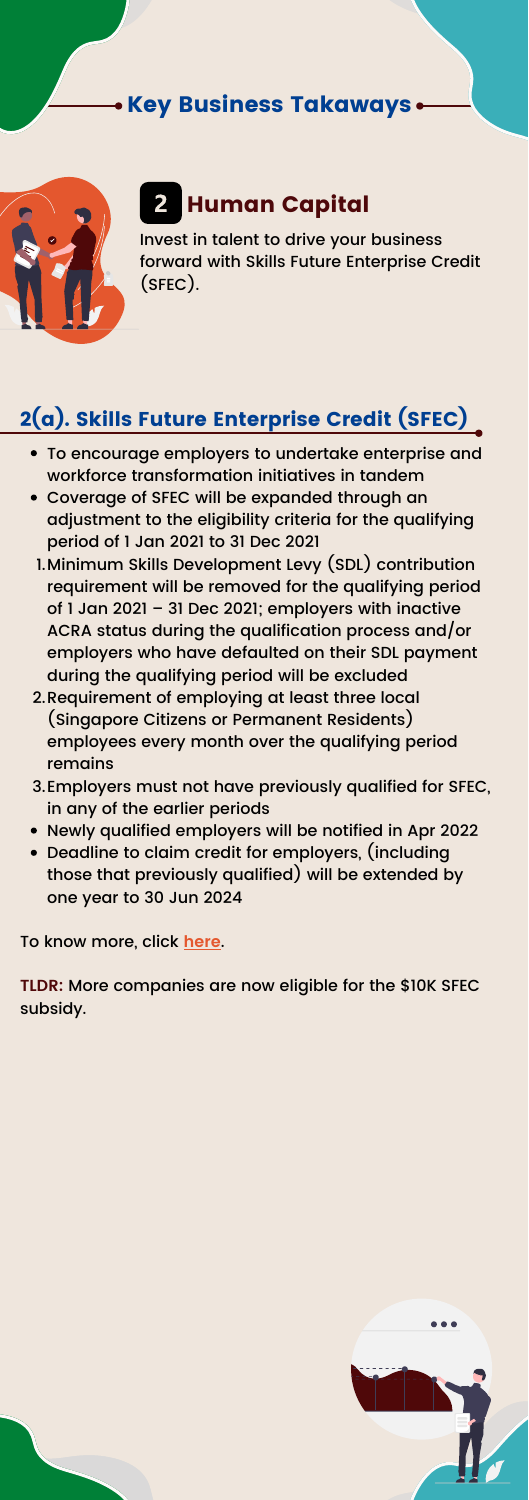## Key Business Takaways

## 2 Human Capital

Invest in talent to drive your business forward with Skills Future Enterprise Credit (SFEC).

## 2(a). Skills Future Enterprise Credit (SFEC)

- To encourage employers to undertake enterprise and workforce transformation initiatives in tandem
- Coverage of SFEC will be expanded through an adjustment to the eligibility criteria for the qualifying period of 1 Jan 2021 to 31 Dec 2021

1. Minimum Skills Development Levy (SDL) contribution requirement will be removed for the qualifying period of 1 Jan 2021 – 31 Dec 2021; employers with inactive ACRA status during the qualification process and/or employers who have defaulted on their SDL payment during the qualifying period will be excluded
2. Requirement of employing at least three local (Singapore Citizens or Permanent Residents) employees every month over the qualifying period remains
3. Employers must not have previously qualified for SFEC, in any of the earlier periods

- Newly qualified employers will be notified in Apr 2022
- Deadline to claim credit for employers, (including those that previously qualified) will be extended by one year to 30 Jun 2024

To know more, click **here**.

**TLDR:** More companies are now eligible for the $10K SFEC subsidy.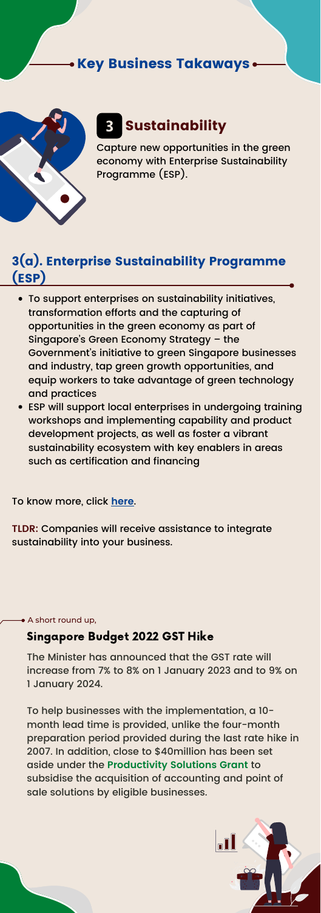## Key Business Takaways

### 3 Sustainability

Capture new opportunities in the green economy with Enterprise Sustainability Programme (ESP).

## 3(a). Enterprise Sustainability Programme (ESP)

- To support enterprises on sustainability initiatives, transformation efforts and the capturing of opportunities in the green economy as part of Singapore's Green Economy Strategy – the Government's initiative to green Singapore businesses and industry, tap green growth opportunities, and equip workers to take advantage of green technology and practices
- ESP will support local enterprises in undergoing training workshops and implementing capability and product development projects, as well as foster a vibrant sustainability ecosystem with key enablers in areas such as certification and financing

To know more, click here.

**TLDR:** Companies will receive assistance to integrate sustainability into your business.

A short round up,

## Singapore Budget 2022 GST Hike

The Minister has announced that the GST rate will increase from 7% to 8% on 1 January 2023 and to 9% on 1 January 2024.

To help businesses with the implementation, a 10-month lead time is provided, unlike the four-month preparation period provided during the last rate hike in 2007. In addition, close to $40million has been set aside under the **Productivity Solutions Grant** to subsidise the acquisition of accounting and point of sale solutions by eligible businesses.